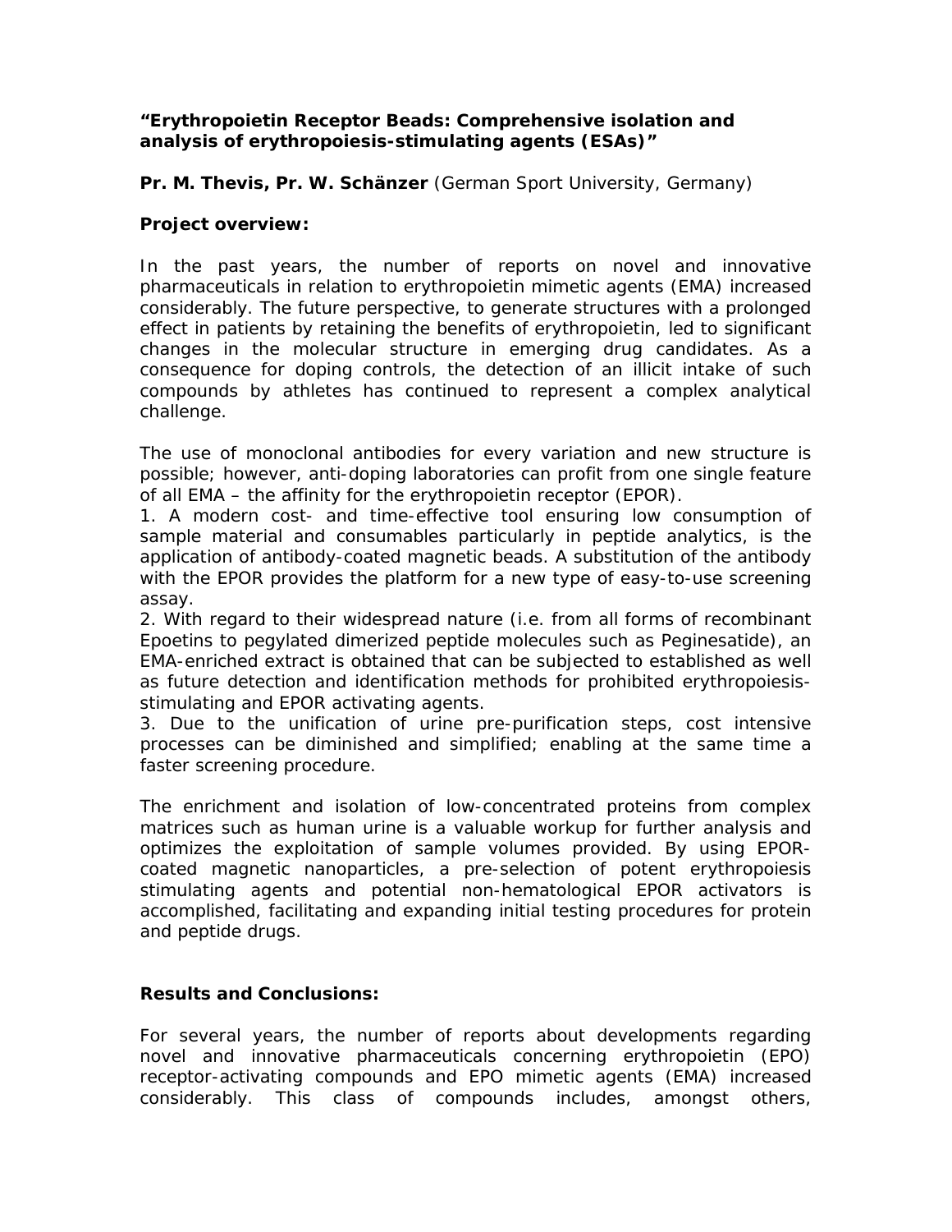**"Erythropoietin Receptor Beads: Comprehensive isolation and analysis of erythropoiesis-stimulating agents (ESAs)"**

**Pr. M. Thevis, Pr. W. Schänzer** (German Sport University, Germany)

**Project overview:**

In the past years, the number of reports on novel and innovative pharmaceuticals in relation to erythropoietin mimetic agents (EMA) increased considerably. The future perspective, to generate structures with a prolonged effect in patients by retaining the benefits of erythropoietin, led to significant changes in the molecular structure in emerging drug candidates. As a consequence for doping controls, the detection of an illicit intake of such compounds by athletes has continued to represent a complex analytical challenge.

The use of monoclonal antibodies for every variation and new structure is possible; however, anti-doping laboratories can profit from one single feature of all EMA – the affinity for the erythropoietin receptor (EPOR).

1. A modern cost- and time-effective tool ensuring low consumption of sample material and consumables particularly in peptide analytics, is the application of antibody-coated magnetic beads. A substitution of the antibody with the EPOR provides the platform for a new type of easy-to-use screening assay.
2. With regard to their widespread nature (i.e. from all forms of recombinant Epoetins to pegylated dimerized peptide molecules such as Peginesatide), an EMA-enriched extract is obtained that can be subjected to established as well as future detection and identification methods for prohibited erythropoiesis-stimulating and EPOR activating agents.
3. Due to the unification of urine pre-purification steps, cost intensive processes can be diminished and simplified; enabling at the same time a faster screening procedure.

The enrichment and isolation of low-concentrated proteins from complex matrices such as human urine is a valuable workup for further analysis and optimizes the exploitation of sample volumes provided. By using EPOR-coated magnetic nanoparticles, a pre-selection of potent erythropoiesis stimulating agents and potential non-hematological EPOR activators is accomplished, facilitating and expanding initial testing procedures for protein and peptide drugs.

**Results and Conclusions:**

For several years, the number of reports about developments regarding novel and innovative pharmaceuticals concerning erythropoietin (EPO) receptor-activating compounds and EPO mimetic agents (EMA) increased considerably. This class of compounds includes, amongst others,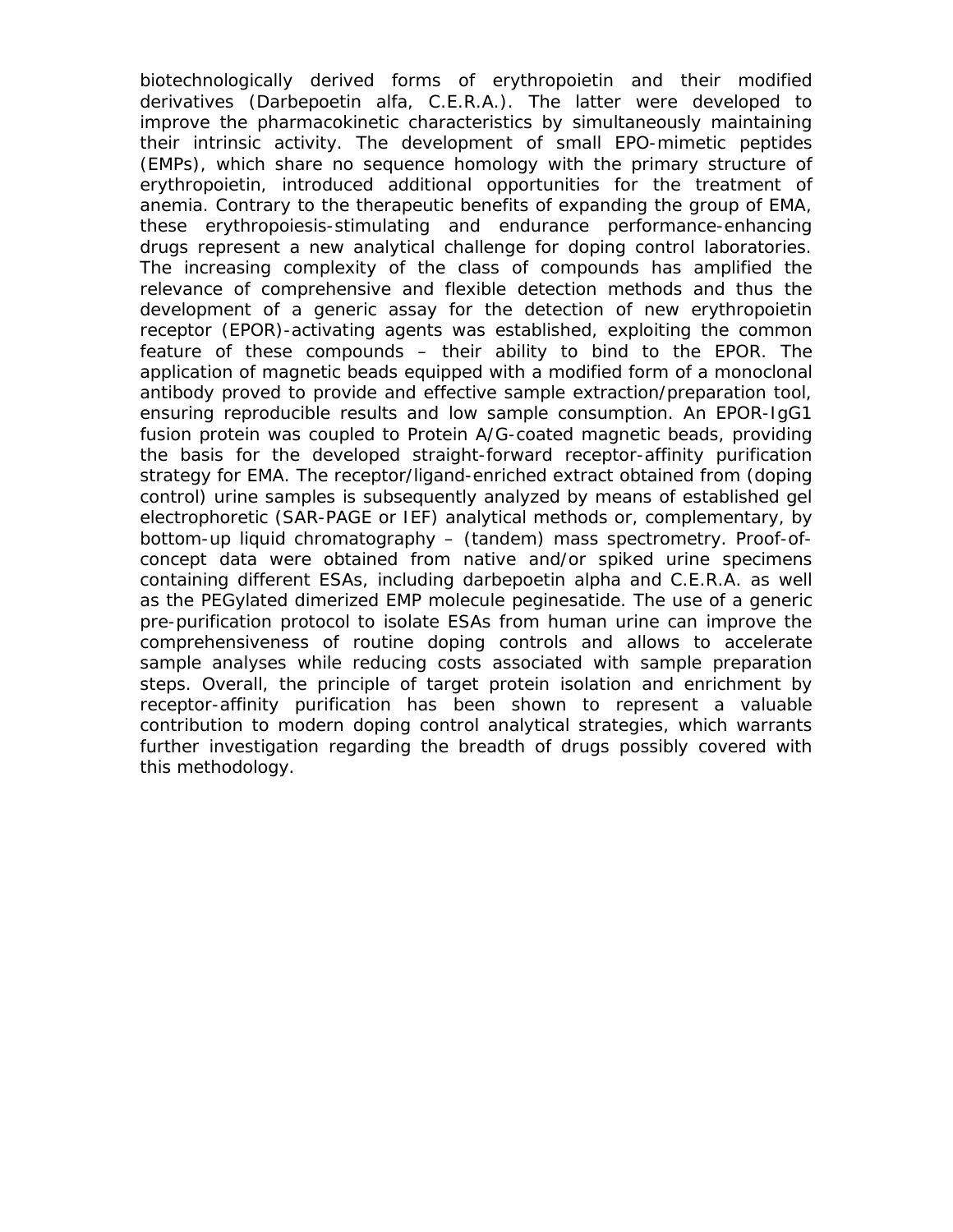biotechnologically derived forms of erythropoietin and their modified derivatives (Darbepoetin alfa, C.E.R.A.). The latter were developed to improve the pharmacokinetic characteristics by simultaneously maintaining their intrinsic activity. The development of small EPO-mimetic peptides (EMPs), which share no sequence homology with the primary structure of erythropoietin, introduced additional opportunities for the treatment of anemia. Contrary to the therapeutic benefits of expanding the group of EMA, these erythropoiesis-stimulating and endurance performance-enhancing drugs represent a new analytical challenge for doping control laboratories. The increasing complexity of the class of compounds has amplified the relevance of comprehensive and flexible detection methods and thus the development of a generic assay for the detection of new erythropoietin receptor (EPOR)-activating agents was established, exploiting the common feature of these compounds – their ability to bind to the EPOR. The application of magnetic beads equipped with a modified form of a monoclonal antibody proved to provide and effective sample extraction/preparation tool, ensuring reproducible results and low sample consumption. An EPOR-IgG1 fusion protein was coupled to Protein A/G-coated magnetic beads, providing the basis for the developed straight-forward receptor-affinity purification strategy for EMA. The receptor/ligand-enriched extract obtained from (doping control) urine samples is subsequently analyzed by means of established gel electrophoretic (SAR-PAGE or IEF) analytical methods or, complementary, by bottom-up liquid chromatography – (tandem) mass spectrometry. Proof-of-concept data were obtained from native and/or spiked urine specimens containing different ESAs, including darbepoetin alpha and C.E.R.A. as well as the PEGylated dimerized EMP molecule peginesatide. The use of a generic pre-purification protocol to isolate ESAs from human urine can improve the comprehensiveness of routine doping controls and allows to accelerate sample analyses while reducing costs associated with sample preparation steps. Overall, the principle of target protein isolation and enrichment by receptor-affinity purification has been shown to represent a valuable contribution to modern doping control analytical strategies, which warrants further investigation regarding the breadth of drugs possibly covered with this methodology.